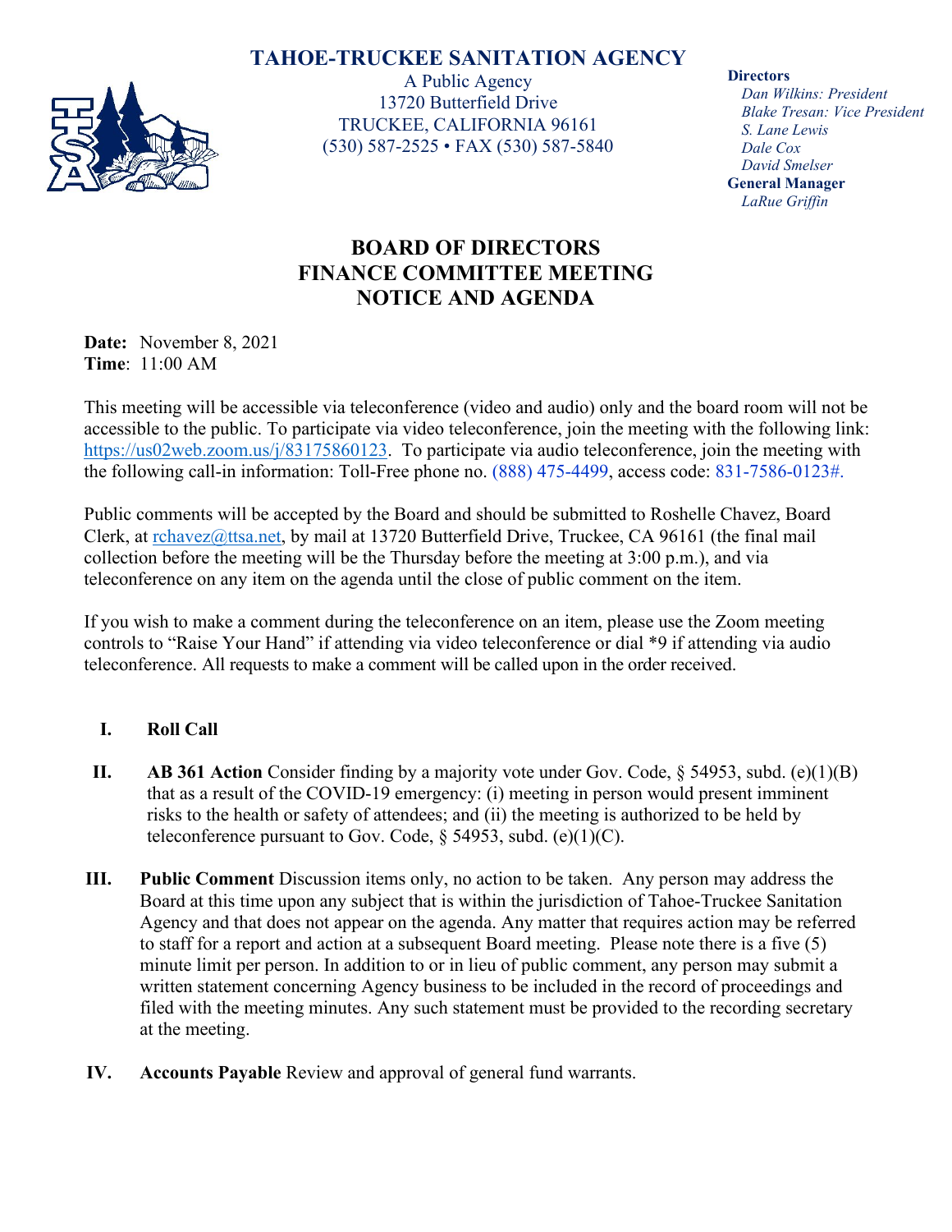# TAHOE-TRUCKEE SANITATION AGENCY

A Public Agency
13720 Butterfield Drive
TRUCKEE, CALIFORNIA 96161
(530) 587-2525 • FAX (530) 587-5840

**Directors**
*Dan Wilkins: President*
*Blake Tresan: Vice President*
*S. Lane Lewis*
*Dale Cox*
*David Smelser*
**General Manager**
*LaRue Griffin*

## BOARD OF DIRECTORS
## FINANCE COMMITTEE MEETING
## NOTICE AND AGENDA

**Date:** November 8, 2021
**Time**: 11:00 AM

This meeting will be accessible via teleconference (video and audio) only and the board room will not be accessible to the public. To participate via video teleconference, join the meeting with the following link: https://us02web.zoom.us/j/83175860123. To participate via audio teleconference, join the meeting with the following call-in information: Toll-Free phone no. (888) 475-4499, access code: 831-7586-0123#.

Public comments will be accepted by the Board and should be submitted to Roshelle Chavez, Board Clerk, at rchavez@ttsa.net, by mail at 13720 Butterfield Drive, Truckee, CA 96161 (the final mail collection before the meeting will be the Thursday before the meeting at 3:00 p.m.), and via teleconference on any item on the agenda until the close of public comment on the item.

If you wish to make a comment during the teleconference on an item, please use the Zoom meeting controls to "Raise Your Hand" if attending via video teleconference or dial *9 if attending via audio teleconference. All requests to make a comment will be called upon in the order received.

I. **Roll Call**

II. **AB 361 Action** Consider finding by a majority vote under Gov. Code, § 54953, subd. (e)(1)(B) that as a result of the COVID-19 emergency: (i) meeting in person would present imminent risks to the health or safety of attendees; and (ii) the meeting is authorized to be held by teleconference pursuant to Gov. Code, § 54953, subd. (e)(1)(C).

III. **Public Comment** Discussion items only, no action to be taken. Any person may address the Board at this time upon any subject that is within the jurisdiction of Tahoe-Truckee Sanitation Agency and that does not appear on the agenda. Any matter that requires action may be referred to staff for a report and action at a subsequent Board meeting. Please note there is a five (5) minute limit per person. In addition to or in lieu of public comment, any person may submit a written statement concerning Agency business to be included in the record of proceedings and filed with the meeting minutes. Any such statement must be provided to the recording secretary at the meeting.

IV. **Accounts Payable** Review and approval of general fund warrants.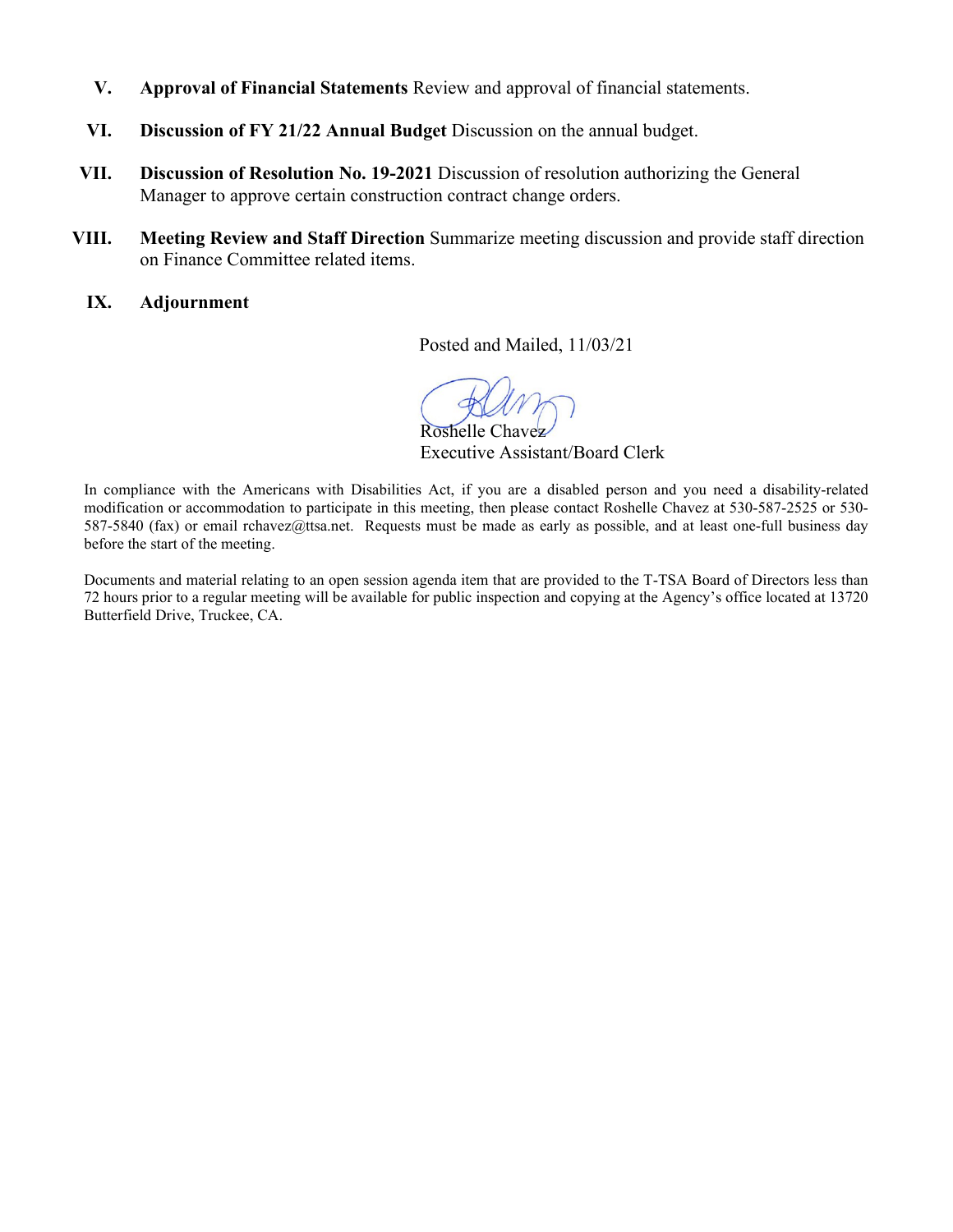V. **Approval of Financial Statements** Review and approval of financial statements.

VI. **Discussion of FY 21/22 Annual Budget** Discussion on the annual budget.

VII. **Discussion of Resolution No. 19-2021** Discussion of resolution authorizing the General Manager to approve certain construction contract change orders.

VIII. **Meeting Review and Staff Direction** Summarize meeting discussion and provide staff direction on Finance Committee related items.

IX. **Adjournment**

Posted and Mailed, 11/03/21

Roshelle Chavez
Executive Assistant/Board Clerk

In compliance with the Americans with Disabilities Act, if you are a disabled person and you need a disability-related modification or accommodation to participate in this meeting, then please contact Roshelle Chavez at 530-587-2525 or 530-587-5840 (fax) or email rchavez@ttsa.net. Requests must be made as early as possible, and at least one-full business day before the start of the meeting.

Documents and material relating to an open session agenda item that are provided to the T-TSA Board of Directors less than 72 hours prior to a regular meeting will be available for public inspection and copying at the Agency's office located at 13720 Butterfield Drive, Truckee, CA.